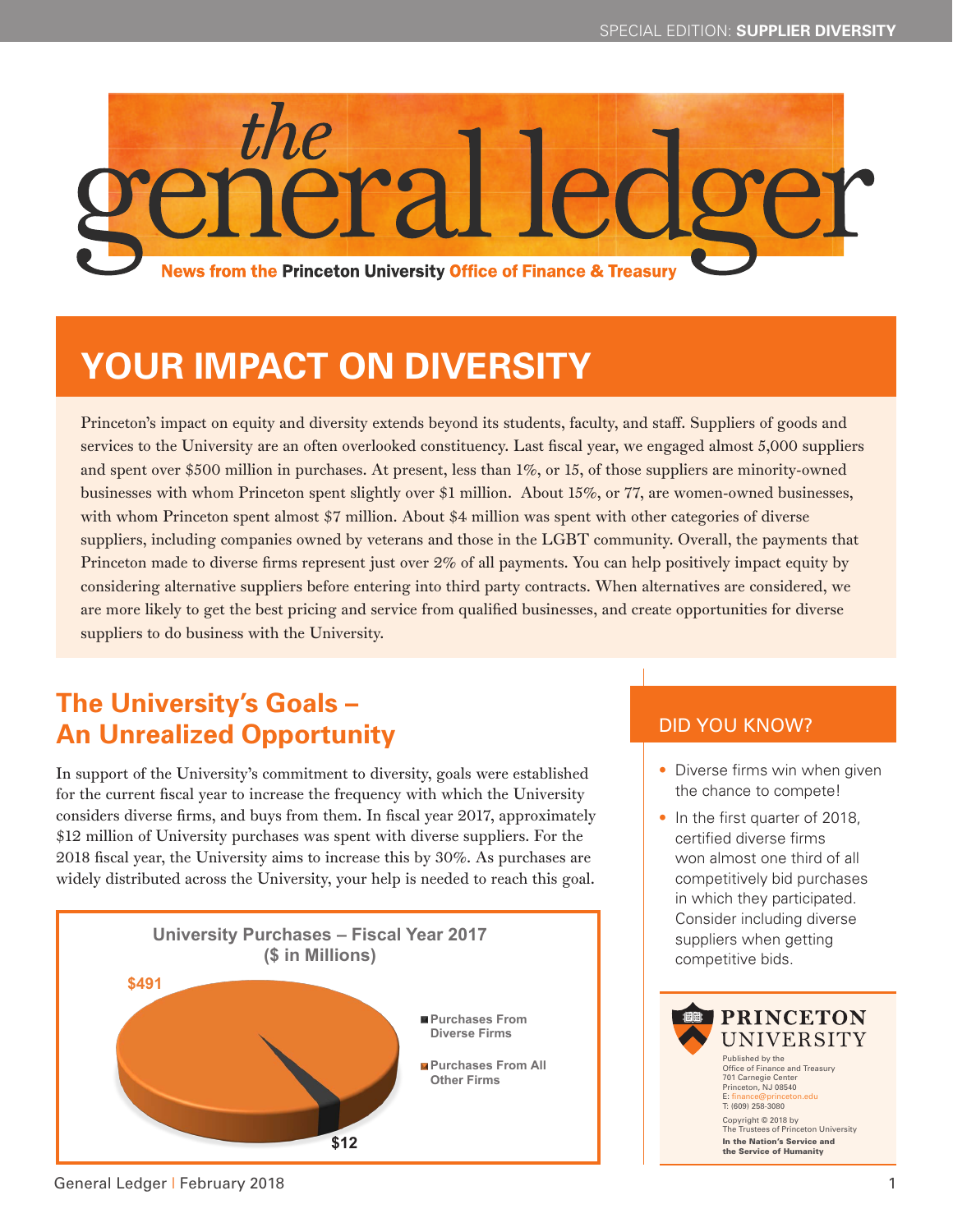SPECIAL EDITION: **SUPPLIER DIVERSITY**

# the general ledger

**News from the Princeton University Office of Finance & Treasury**

## YOUR IMPACT ON DIVERSITY

Princeton's impact on equity and diversity extends beyond its students, faculty, and staff. Suppliers of goods and services to the University are an often overlooked constituency. Last fiscal year, we engaged almost 5,000 suppliers and spent over $500 million in purchases. At present, less than 1%, or 15, of those suppliers are minority-owned businesses with whom Princeton spent slightly over $1 million. About 15%, or 77, are women-owned businesses, with whom Princeton spent almost $7 million. About $4 million was spent with other categories of diverse suppliers, including companies owned by veterans and those in the LGBT community. Overall, the payments that Princeton made to diverse firms represent just over 2% of all payments. You can help positively impact equity by considering alternative suppliers before entering into third party contracts. When alternatives are considered, we are more likely to get the best pricing and service from qualified businesses, and create opportunities for diverse suppliers to do business with the University.

## The University's Goals – An Unrealized Opportunity

In support of the University's commitment to diversity, goals were established for the current fiscal year to increase the frequency with which the University considers diverse firms, and buys from them. In fiscal year 2017, approximately $12 million of University purchases was spent with diverse suppliers. For the 2018 fiscal year, the University aims to increase this by 30%. As purchases are widely distributed across the University, your help is needed to reach this goal.

**University Purchases – Fiscal Year 2017 ($ in Millions)**

| Category | Amount |
|---|---|
| Purchases From Diverse Firms | $12 |
| Purchases From All Other Firms | $491 |

### DID YOU KNOW?

- Diverse firms win when given the chance to compete!
- In the first quarter of 2018, certified diverse firms won almost one third of all competitively bid purchases in which they participated. Consider including diverse suppliers when getting competitive bids.

**PRINCETON UNIVERSITY**

Published by the
Office of Finance and Treasury
701 Carnegie Center
Princeton, NJ 08540
E: finance@princeton.edu
T: (609) 258-3080

Copyright © 2018 by
The Trustees of Princeton University

**In the Nation's Service and the Service of Humanity**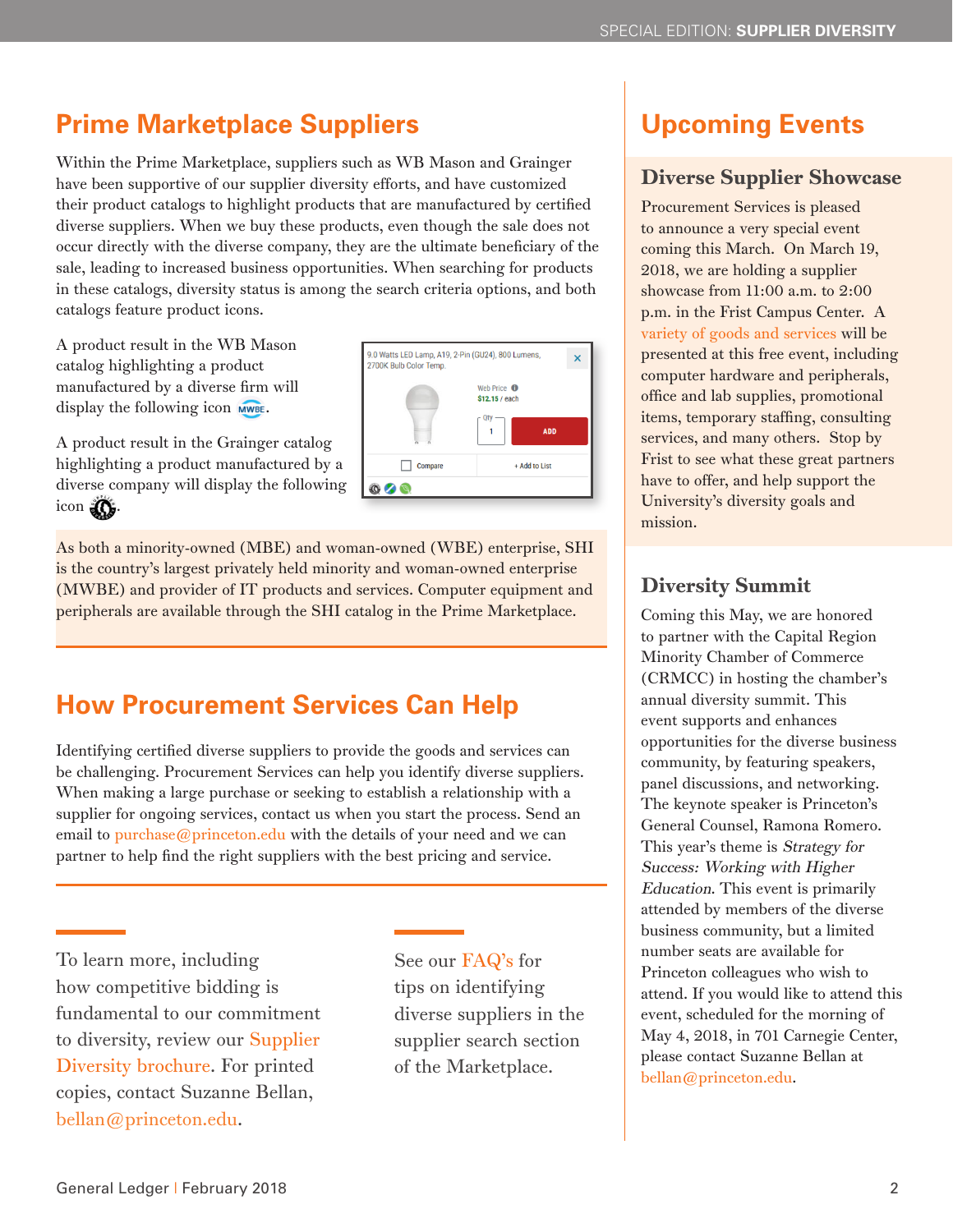## Prime Marketplace Suppliers

Within the Prime Marketplace, suppliers such as WB Mason and Grainger have been supportive of our supplier diversity efforts, and have customized their product catalogs to highlight products that are manufactured by certified diverse suppliers. When we buy these products, even though the sale does not occur directly with the diverse company, they are the ultimate beneficiary of the sale, leading to increased business opportunities. When searching for products in these catalogs, diversity status is among the search criteria options, and both catalogs feature product icons.

A product result in the WB Mason catalog highlighting a product manufactured by a diverse firm will display the following icon MWBE.

A product result in the Grainger catalog highlighting a product manufactured by a diverse company will display the following icon.

9.0 Watts LED Lamp, A19, 2-Pin (GU24), 800 Lumens, 2700K Bulb Color Temp.

Web Price
$12.15 / each

Qty
1

ADD

Compare

+ Add to List

As both a minority-owned (MBE) and woman-owned (WBE) enterprise, SHI is the country's largest privately held minority and woman-owned enterprise (MWBE) and provider of IT products and services. Computer equipment and peripherals are available through the SHI catalog in the Prime Marketplace.

## How Procurement Services Can Help

Identifying certified diverse suppliers to provide the goods and services can be challenging. Procurement Services can help you identify diverse suppliers. When making a large purchase or seeking to establish a relationship with a supplier for ongoing services, contact us when you start the process. Send an email to purchase@princeton.edu with the details of your need and we can partner to help find the right suppliers with the best pricing and service.

To learn more, including how competitive bidding is fundamental to our commitment to diversity, review our Supplier Diversity brochure. For printed copies, contact Suzanne Bellan, bellan@princeton.edu.

See our FAQ's for tips on identifying diverse suppliers in the supplier search section of the Marketplace.

## Upcoming Events

### Diverse Supplier Showcase

Procurement Services is pleased to announce a very special event coming this March. On March 19, 2018, we are holding a supplier showcase from 11:00 a.m. to 2:00 p.m. in the Frist Campus Center. A variety of goods and services will be presented at this free event, including computer hardware and peripherals, office and lab supplies, promotional items, temporary staffing, consulting services, and many others. Stop by Frist to see what these great partners have to offer, and help support the University's diversity goals and mission.

### Diversity Summit

Coming this May, we are honored to partner with the Capital Region Minority Chamber of Commerce (CRMCC) in hosting the chamber's annual diversity summit. This event supports and enhances opportunities for the diverse business community, by featuring speakers, panel discussions, and networking. The keynote speaker is Princeton's General Counsel, Ramona Romero. This year's theme is *Strategy for Success: Working with Higher Education.* This event is primarily attended by members of the diverse business community, but a limited number seats are available for Princeton colleagues who wish to attend. If you would like to attend this event, scheduled for the morning of May 4, 2018, in 701 Carnegie Center, please contact Suzanne Bellan at bellan@princeton.edu.